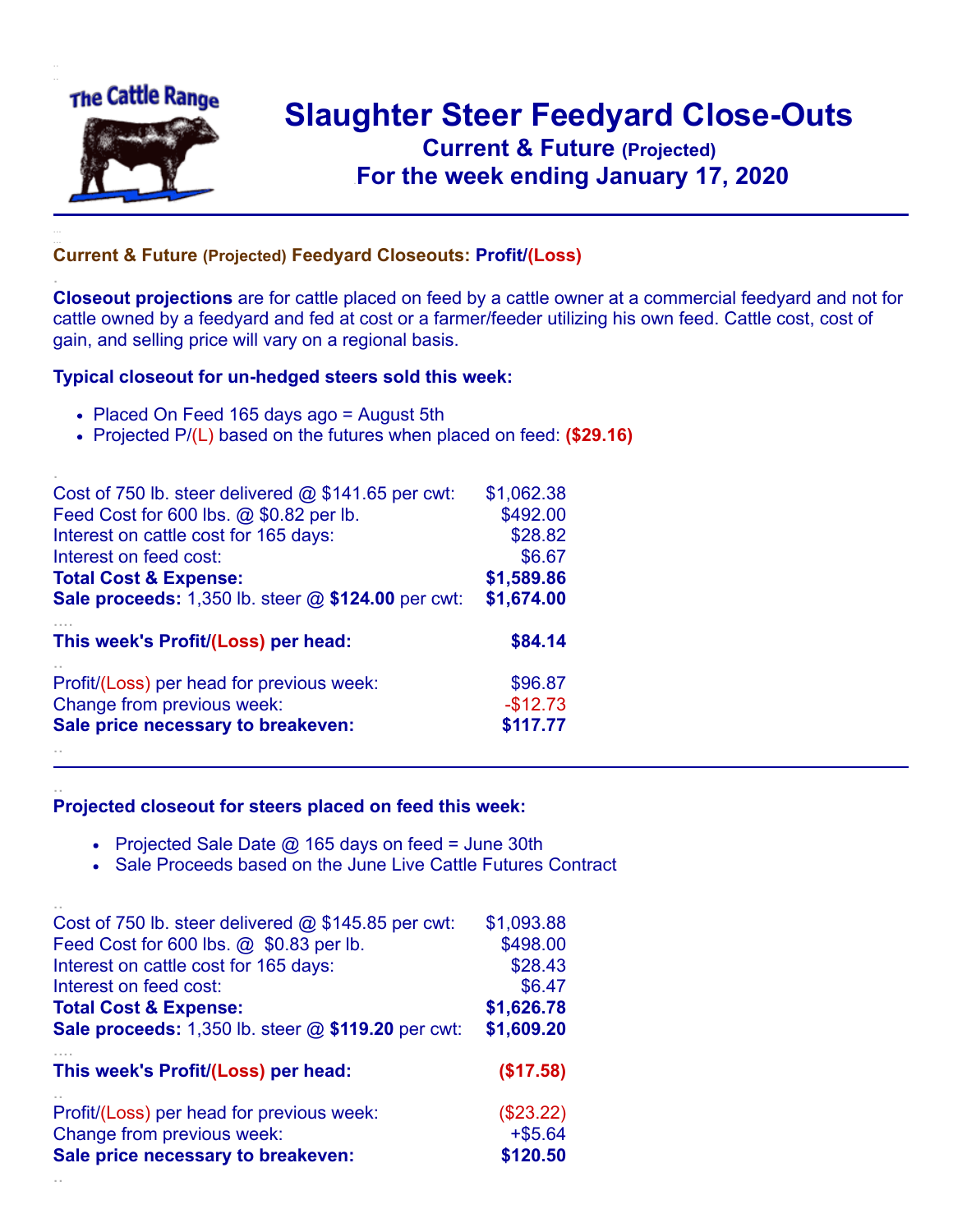The Cattle Range

# Slaughter Steer Feedyard Close-Outs

## Current & Future (Projected)

## For the week ending January 17, 2020

### Current & Future (Projected) Feedyard Closeouts: Profit/(Loss)

**Closeout projections** are for cattle placed on feed by a cattle owner at a commercial feedyard and not for cattle owned by a feedyard and fed at cost or a farmer/feeder utilizing his own feed. Cattle cost, cost of gain, and selling price will vary on a regional basis.

**Typical closeout for un-hedged steers sold this week:**

- Placed On Feed 165 days ago = August 5th
- Projected P/(L) based on the futures when placed on feed: **($29.16)**

| | |
|---|---|
| Cost of 750 lb. steer delivered @ $141.65 per cwt: | $1,062.38 |
| Feed Cost for 600 lbs. @ $0.82 per lb. | $492.00 |
| Interest on cattle cost for 165 days: | $28.82 |
| Interest on feed cost: | $6.67 |
| **Total Cost & Expense:** | **$1,589.86** |
| **Sale proceeds:** 1,350 lb. steer @ **$124.00** per cwt: | **$1,674.00** |
| **This week's Profit/(Loss) per head:** | **$84.14** |
| Profit/(Loss) per head for previous week: | $96.87 |
| Change from previous week: | -$12.73 |
| **Sale price necessary to breakeven:** | **$117.77** |

---

**Projected closeout for steers placed on feed this week:**

- Projected Sale Date @ 165 days on feed = June 30th
- Sale Proceeds based on the June Live Cattle Futures Contract

| | |
|---|---|
| Cost of 750 lb. steer delivered @ $145.85 per cwt: | $1,093.88 |
| Feed Cost for 600 lbs. @ $0.83 per lb. | $498.00 |
| Interest on cattle cost for 165 days: | $28.43 |
| Interest on feed cost: | $6.47 |
| **Total Cost & Expense:** | **$1,626.78** |
| **Sale proceeds:** 1,350 lb. steer @ **$119.20** per cwt: | **$1,609.20** |
| **This week's Profit/(Loss) per head:** | **($17.58)** |
| Profit/(Loss) per head for previous week: | ($23.22) |
| Change from previous week: | +$5.64 |
| **Sale price necessary to breakeven:** | **$120.50** |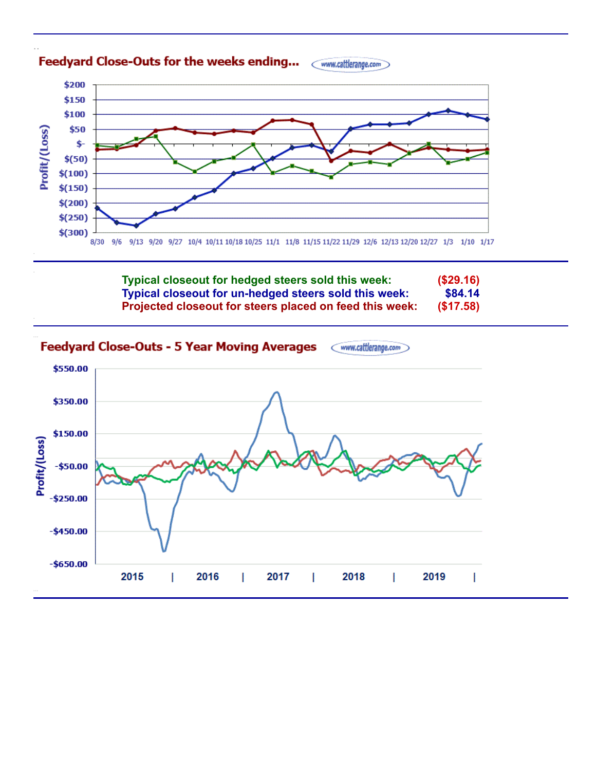## Feedyard Close-Outs for the weeks ending...

www.cattlerange.com

Profit/(Loss)

$200
$150
$100
$50
$-
$(50)
$(100)
$(150)
$(200)
$(250)
$(300)

8/30 9/6 9/13 9/20 9/27 10/4 10/11 10/18 10/25 11/1 11/8 11/15 11/22 11/29 12/6 12/13 12/20 12/27 1/3 1/10 1/17

| | |
|---|---|
| Typical closeout for hedged steers sold this week: | ($29.16) |
| Typical closeout for un-hedged steers sold this week: | $84.14 |
| Projected closeout for steers placed on feed this week: | ($17.58) |

## Feedyard Close-Outs - 5 Year Moving Averages

www.cattlerange.com

Profit/(Loss)

$550.00
$350.00
$150.00
-$50.00
-$250.00
-$450.00
-$650.00

2015 | 2016 | 2017 | 2018 | 2019 |